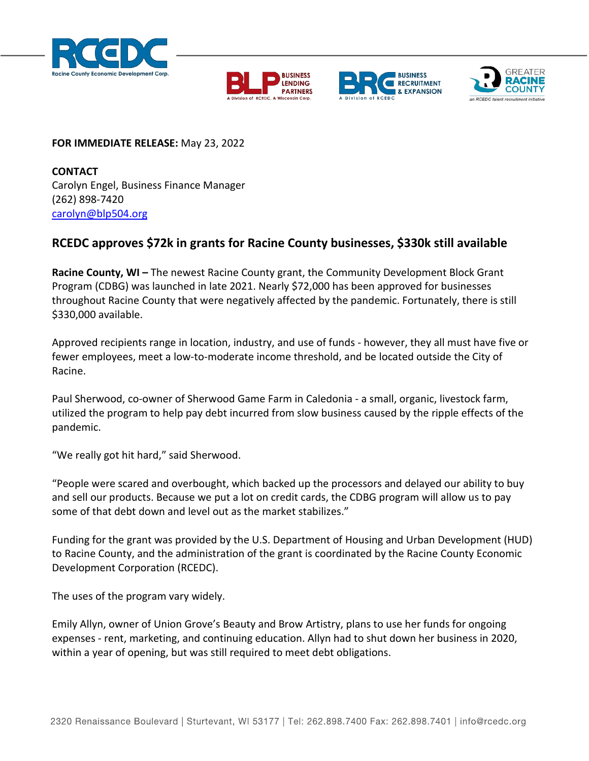**FOR IMMEDIATE RELEASE:** May 23, 2022

**CONTACT**
Carolyn Engel, Business Finance Manager
(262) 898-7420
carolyn@blp504.org

## RCEDC approves $72k in grants for Racine County businesses, $330k still available

**Racine County, WI –** The newest Racine County grant, the Community Development Block Grant Program (CDBG) was launched in late 2021. Nearly $72,000 has been approved for businesses throughout Racine County that were negatively affected by the pandemic. Fortunately, there is still $330,000 available.

Approved recipients range in location, industry, and use of funds - however, they all must have five or fewer employees, meet a low-to-moderate income threshold, and be located outside the City of Racine.

Paul Sherwood, co-owner of Sherwood Game Farm in Caledonia - a small, organic, livestock farm, utilized the program to help pay debt incurred from slow business caused by the ripple effects of the pandemic.

"We really got hit hard," said Sherwood.

"People were scared and overbought, which backed up the processors and delayed our ability to buy and sell our products. Because we put a lot on credit cards, the CDBG program will allow us to pay some of that debt down and level out as the market stabilizes."

Funding for the grant was provided by the U.S. Department of Housing and Urban Development (HUD) to Racine County, and the administration of the grant is coordinated by the Racine County Economic Development Corporation (RCEDC).

The uses of the program vary widely.

Emily Allyn, owner of Union Grove's Beauty and Brow Artistry, plans to use her funds for ongoing expenses - rent, marketing, and continuing education. Allyn had to shut down her business in 2020, within a year of opening, but was still required to meet debt obligations.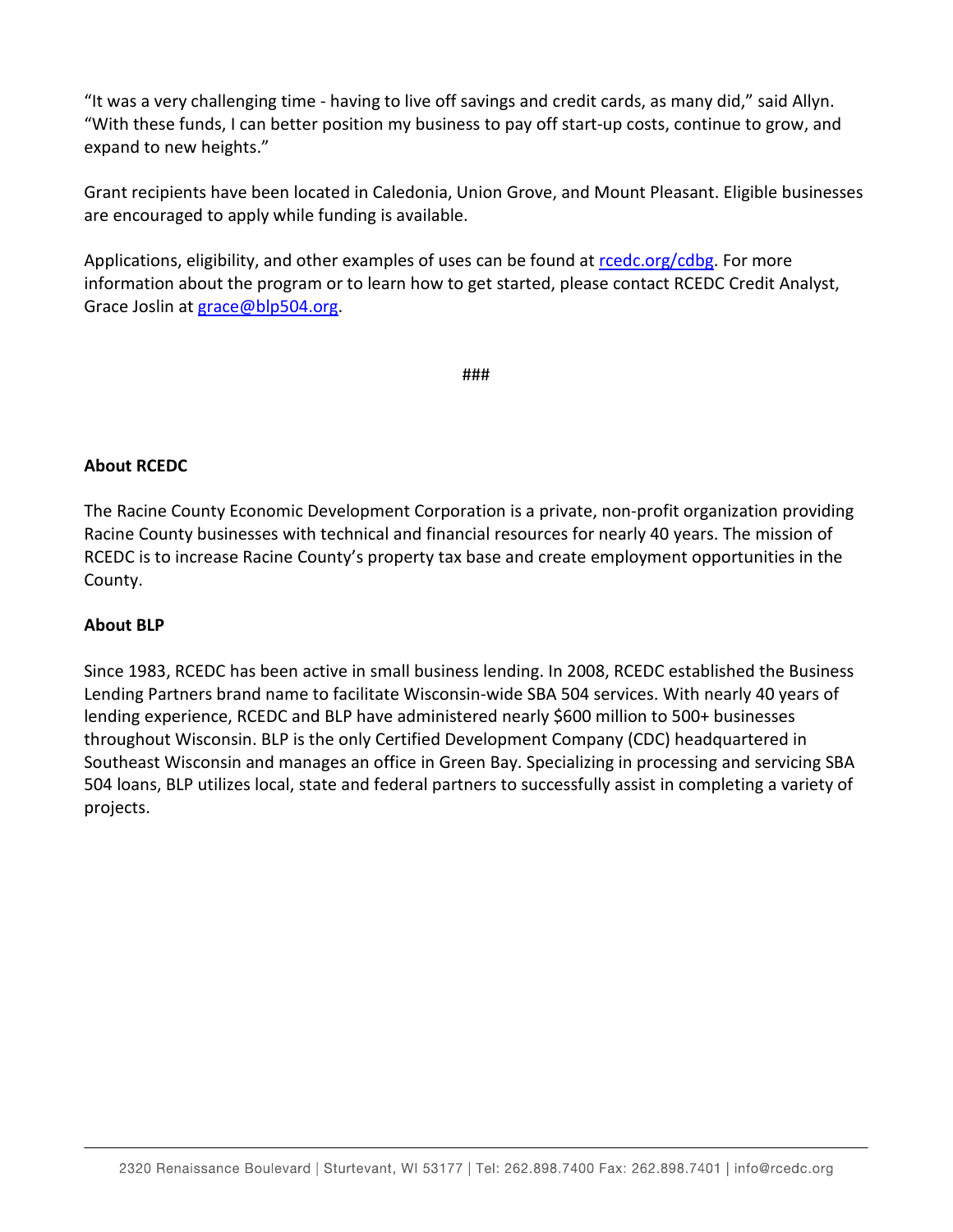"It was a very challenging time - having to live off savings and credit cards, as many did," said Allyn. "With these funds, I can better position my business to pay off start-up costs, continue to grow, and expand to new heights."

Grant recipients have been located in Caledonia, Union Grove, and Mount Pleasant. Eligible businesses are encouraged to apply while funding is available.

Applications, eligibility, and other examples of uses can be found at [rcedc.org/cdbg](rcedc.org/cdbg). For more information about the program or to learn how to get started, please contact RCEDC Credit Analyst, Grace Joslin at [grace@blp504.org](mailto:grace@blp504.org).

###

**About RCEDC**

The Racine County Economic Development Corporation is a private, non-profit organization providing Racine County businesses with technical and financial resources for nearly 40 years. The mission of RCEDC is to increase Racine County's property tax base and create employment opportunities in the County.

**About BLP**

Since 1983, RCEDC has been active in small business lending. In 2008, RCEDC established the Business Lending Partners brand name to facilitate Wisconsin-wide SBA 504 services. With nearly 40 years of lending experience, RCEDC and BLP have administered nearly $600 million to 500+ businesses throughout Wisconsin. BLP is the only Certified Development Company (CDC) headquartered in Southeast Wisconsin and manages an office in Green Bay. Specializing in processing and servicing SBA 504 loans, BLP utilizes local, state and federal partners to successfully assist in completing a variety of projects.